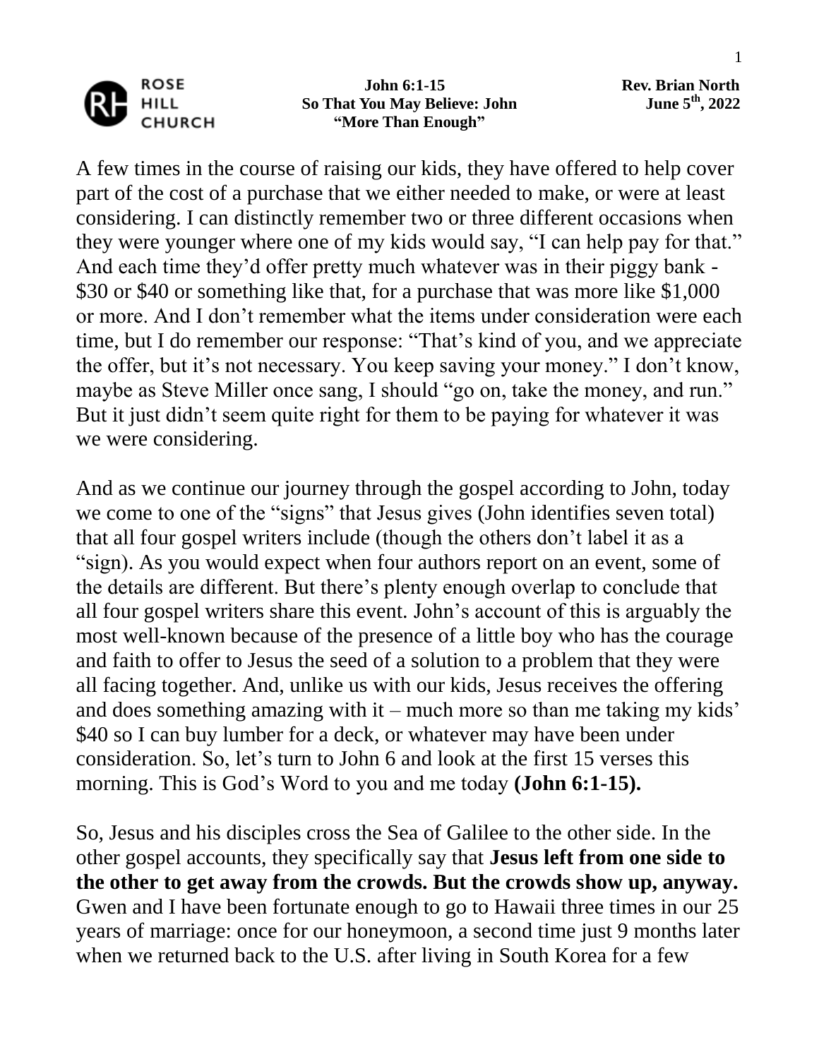ROSE HILL CHURCH

**John 6:1-15**
**So That You May Believe: John**
**"More Than Enough"**

**Rev. Brian North**
**June 5th, 2022**

A few times in the course of raising our kids, they have offered to help cover part of the cost of a purchase that we either needed to make, or were at least considering. I can distinctly remember two or three different occasions when they were younger where one of my kids would say, "I can help pay for that." And each time they'd offer pretty much whatever was in their piggy bank - $30 or $40 or something like that, for a purchase that was more like $1,000 or more. And I don't remember what the items under consideration were each time, but I do remember our response: "That's kind of you, and we appreciate the offer, but it's not necessary. You keep saving your money." I don't know, maybe as Steve Miller once sang, I should "go on, take the money, and run." But it just didn't seem quite right for them to be paying for whatever it was we were considering.

And as we continue our journey through the gospel according to John, today we come to one of the "signs" that Jesus gives (John identifies seven total) that all four gospel writers include (though the others don't label it as a "sign). As you would expect when four authors report on an event, some of the details are different. But there's plenty enough overlap to conclude that all four gospel writers share this event. John's account of this is arguably the most well-known because of the presence of a little boy who has the courage and faith to offer to Jesus the seed of a solution to a problem that they were all facing together. And, unlike us with our kids, Jesus receives the offering and does something amazing with it – much more so than me taking my kids' $40 so I can buy lumber for a deck, or whatever may have been under consideration. So, let's turn to John 6 and look at the first 15 verses this morning. This is God's Word to you and me today **(John 6:1-15).**

So, Jesus and his disciples cross the Sea of Galilee to the other side. In the other gospel accounts, they specifically say that **Jesus left from one side to the other to get away from the crowds. But the crowds show up, anyway.** Gwen and I have been fortunate enough to go to Hawaii three times in our 25 years of marriage: once for our honeymoon, a second time just 9 months later when we returned back to the U.S. after living in South Korea for a few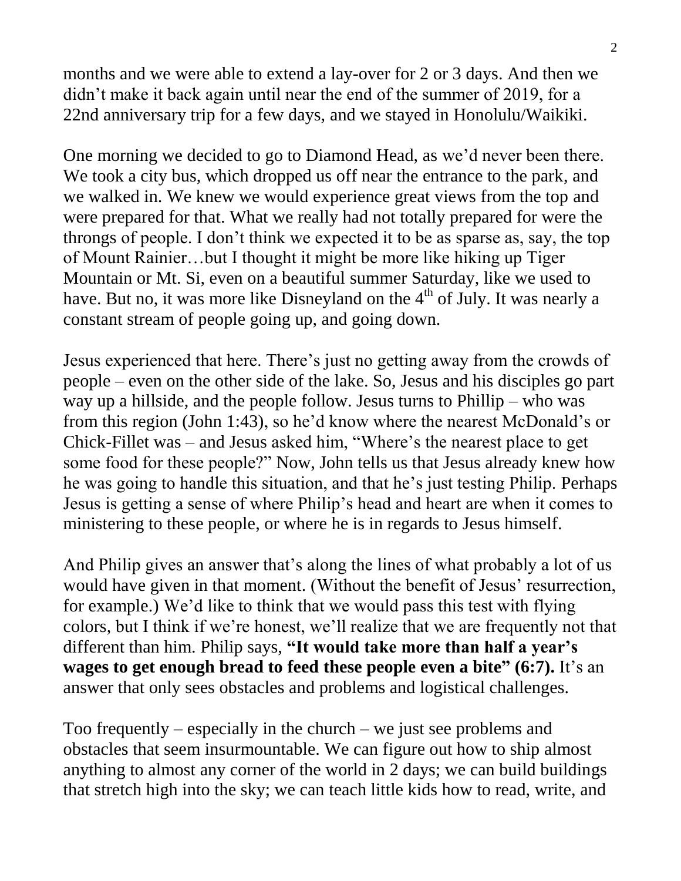months and we were able to extend a lay-over for 2 or 3 days. And then we didn't make it back again until near the end of the summer of 2019, for a 22nd anniversary trip for a few days, and we stayed in Honolulu/Waikiki.

One morning we decided to go to Diamond Head, as we'd never been there. We took a city bus, which dropped us off near the entrance to the park, and we walked in. We knew we would experience great views from the top and were prepared for that. What we really had not totally prepared for were the throngs of people. I don't think we expected it to be as sparse as, say, the top of Mount Rainier…but I thought it might be more like hiking up Tiger Mountain or Mt. Si, even on a beautiful summer Saturday, like we used to have. But no, it was more like Disneyland on the 4th of July. It was nearly a constant stream of people going up, and going down.

Jesus experienced that here. There's just no getting away from the crowds of people – even on the other side of the lake. So, Jesus and his disciples go part way up a hillside, and the people follow. Jesus turns to Phillip – who was from this region (John 1:43), so he'd know where the nearest McDonald's or Chick-Fillet was – and Jesus asked him, "Where's the nearest place to get some food for these people?" Now, John tells us that Jesus already knew how he was going to handle this situation, and that he's just testing Philip. Perhaps Jesus is getting a sense of where Philip's head and heart are when it comes to ministering to these people, or where he is in regards to Jesus himself.

And Philip gives an answer that's along the lines of what probably a lot of us would have given in that moment. (Without the benefit of Jesus' resurrection, for example.) We'd like to think that we would pass this test with flying colors, but I think if we're honest, we'll realize that we are frequently not that different than him. Philip says, **"It would take more than half a year's wages to get enough bread to feed these people even a bite" (6:7).** It's an answer that only sees obstacles and problems and logistical challenges.

Too frequently – especially in the church – we just see problems and obstacles that seem insurmountable. We can figure out how to ship almost anything to almost any corner of the world in 2 days; we can build buildings that stretch high into the sky; we can teach little kids how to read, write, and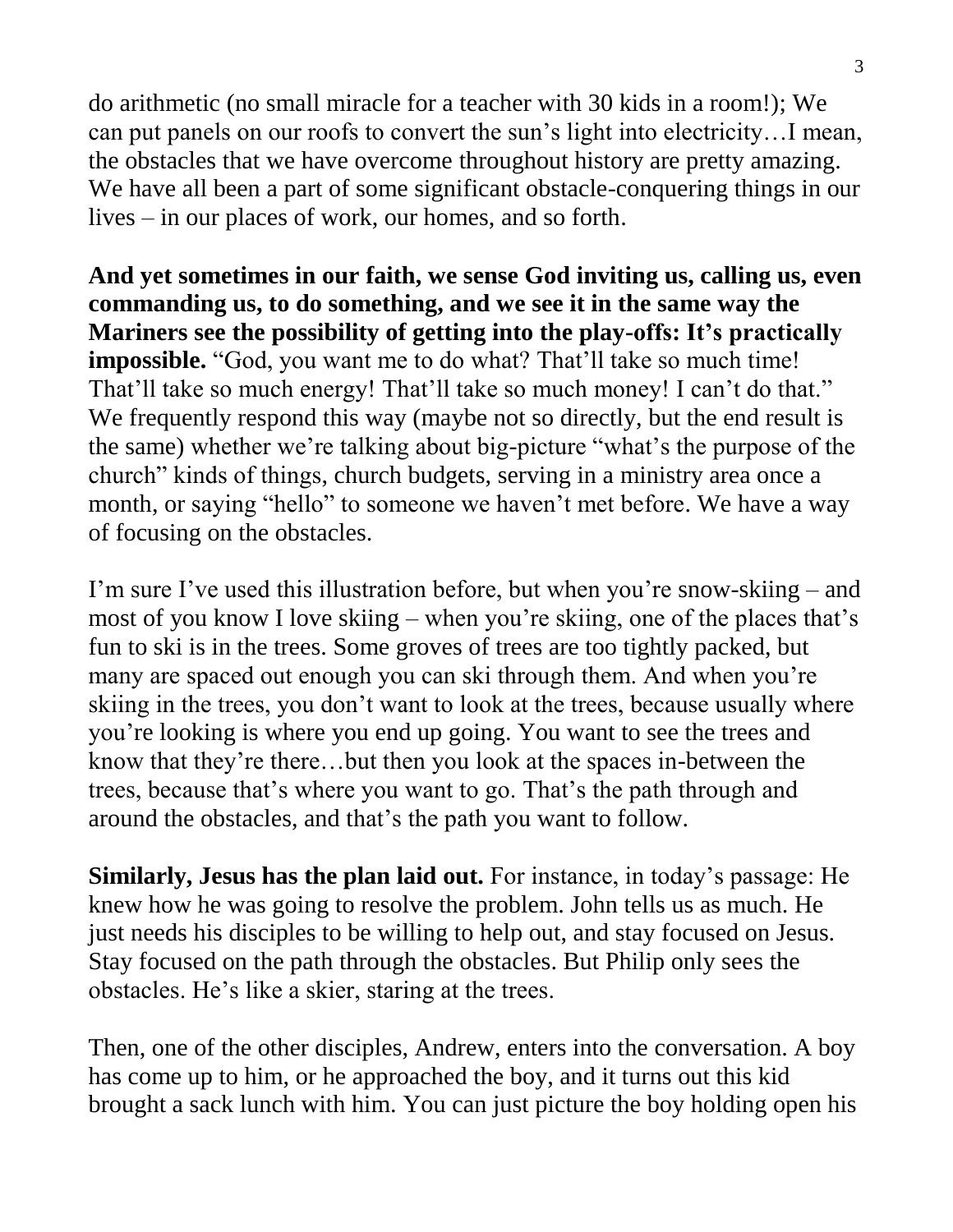do arithmetic (no small miracle for a teacher with 30 kids in a room!); We can put panels on our roofs to convert the sun's light into electricity…I mean, the obstacles that we have overcome throughout history are pretty amazing. We have all been a part of some significant obstacle-conquering things in our lives – in our places of work, our homes, and so forth.

**And yet sometimes in our faith, we sense God inviting us, calling us, even commanding us, to do something, and we see it in the same way the Mariners see the possibility of getting into the play-offs: It's practically impossible.** "God, you want me to do what? That'll take so much time! That'll take so much energy! That'll take so much money! I can't do that." We frequently respond this way (maybe not so directly, but the end result is the same) whether we're talking about big-picture "what's the purpose of the church" kinds of things, church budgets, serving in a ministry area once a month, or saying "hello" to someone we haven't met before. We have a way of focusing on the obstacles.

I'm sure I've used this illustration before, but when you're snow-skiing – and most of you know I love skiing – when you're skiing, one of the places that's fun to ski is in the trees. Some groves of trees are too tightly packed, but many are spaced out enough you can ski through them. And when you're skiing in the trees, you don't want to look at the trees, because usually where you're looking is where you end up going. You want to see the trees and know that they're there…but then you look at the spaces in-between the trees, because that's where you want to go. That's the path through and around the obstacles, and that's the path you want to follow.

**Similarly, Jesus has the plan laid out.** For instance, in today's passage: He knew how he was going to resolve the problem. John tells us as much. He just needs his disciples to be willing to help out, and stay focused on Jesus. Stay focused on the path through the obstacles. But Philip only sees the obstacles. He's like a skier, staring at the trees.

Then, one of the other disciples, Andrew, enters into the conversation. A boy has come up to him, or he approached the boy, and it turns out this kid brought a sack lunch with him. You can just picture the boy holding open his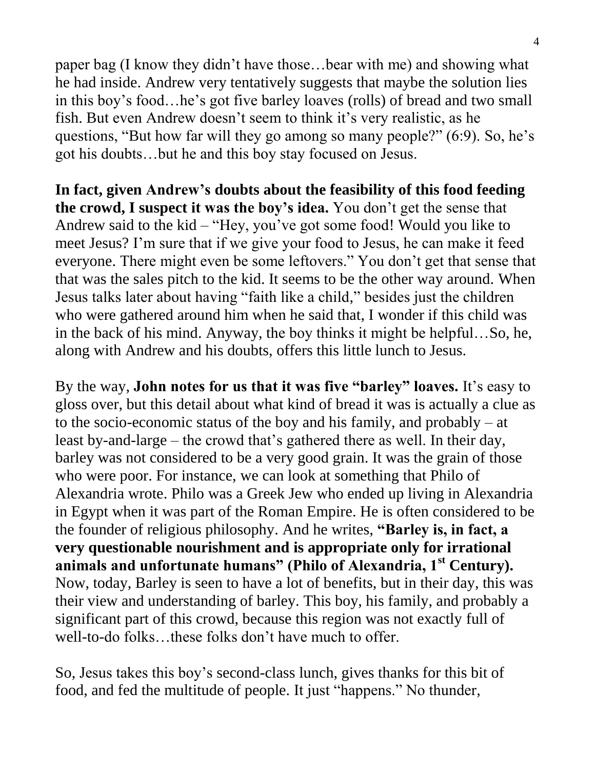paper bag (I know they didn't have those…bear with me) and showing what he had inside. Andrew very tentatively suggests that maybe the solution lies in this boy's food…he's got five barley loaves (rolls) of bread and two small fish. But even Andrew doesn't seem to think it's very realistic, as he questions, "But how far will they go among so many people?" (6:9). So, he's got his doubts…but he and this boy stay focused on Jesus.

**In fact, given Andrew's doubts about the feasibility of this food feeding the crowd, I suspect it was the boy's idea.** You don't get the sense that Andrew said to the kid – "Hey, you've got some food! Would you like to meet Jesus? I'm sure that if we give your food to Jesus, he can make it feed everyone. There might even be some leftovers." You don't get that sense that that was the sales pitch to the kid. It seems to be the other way around. When Jesus talks later about having "faith like a child," besides just the children who were gathered around him when he said that, I wonder if this child was in the back of his mind. Anyway, the boy thinks it might be helpful…So, he, along with Andrew and his doubts, offers this little lunch to Jesus.

By the way, **John notes for us that it was five "barley" loaves.** It's easy to gloss over, but this detail about what kind of bread it was is actually a clue as to the socio-economic status of the boy and his family, and probably – at least by-and-large – the crowd that's gathered there as well. In their day, barley was not considered to be a very good grain. It was the grain of those who were poor. For instance, we can look at something that Philo of Alexandria wrote. Philo was a Greek Jew who ended up living in Alexandria in Egypt when it was part of the Roman Empire. He is often considered to be the founder of religious philosophy. And he writes, **"Barley is, in fact, a very questionable nourishment and is appropriate only for irrational animals and unfortunate humans" (Philo of Alexandria, 1st Century).** Now, today, Barley is seen to have a lot of benefits, but in their day, this was their view and understanding of barley. This boy, his family, and probably a significant part of this crowd, because this region was not exactly full of well-to-do folks…these folks don't have much to offer.

So, Jesus takes this boy's second-class lunch, gives thanks for this bit of food, and fed the multitude of people. It just "happens." No thunder,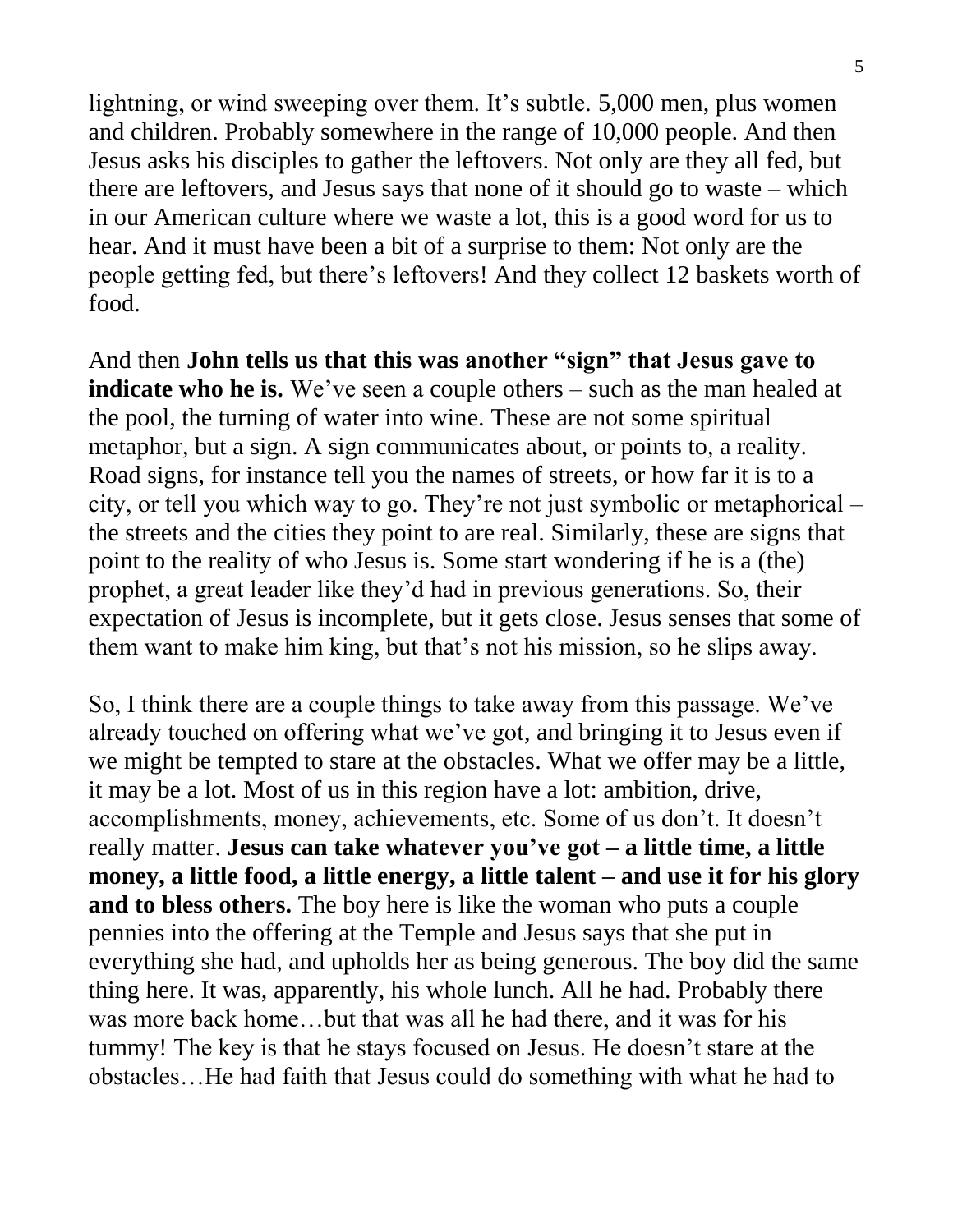lightning, or wind sweeping over them. It's subtle. 5,000 men, plus women and children. Probably somewhere in the range of 10,000 people. And then Jesus asks his disciples to gather the leftovers. Not only are they all fed, but there are leftovers, and Jesus says that none of it should go to waste – which in our American culture where we waste a lot, this is a good word for us to hear. And it must have been a bit of a surprise to them: Not only are the people getting fed, but there's leftovers! And they collect 12 baskets worth of food.

And then **John tells us that this was another "sign" that Jesus gave to indicate who he is.** We've seen a couple others – such as the man healed at the pool, the turning of water into wine. These are not some spiritual metaphor, but a sign. A sign communicates about, or points to, a reality. Road signs, for instance tell you the names of streets, or how far it is to a city, or tell you which way to go. They're not just symbolic or metaphorical – the streets and the cities they point to are real. Similarly, these are signs that point to the reality of who Jesus is. Some start wondering if he is a (the) prophet, a great leader like they'd had in previous generations. So, their expectation of Jesus is incomplete, but it gets close. Jesus senses that some of them want to make him king, but that's not his mission, so he slips away.

So, I think there are a couple things to take away from this passage. We've already touched on offering what we've got, and bringing it to Jesus even if we might be tempted to stare at the obstacles. What we offer may be a little, it may be a lot. Most of us in this region have a lot: ambition, drive, accomplishments, money, achievements, etc. Some of us don't. It doesn't really matter. **Jesus can take whatever you've got – a little time, a little money, a little food, a little energy, a little talent – and use it for his glory and to bless others.** The boy here is like the woman who puts a couple pennies into the offering at the Temple and Jesus says that she put in everything she had, and upholds her as being generous. The boy did the same thing here. It was, apparently, his whole lunch. All he had. Probably there was more back home…but that was all he had there, and it was for his tummy! The key is that he stays focused on Jesus. He doesn't stare at the obstacles…He had faith that Jesus could do something with what he had to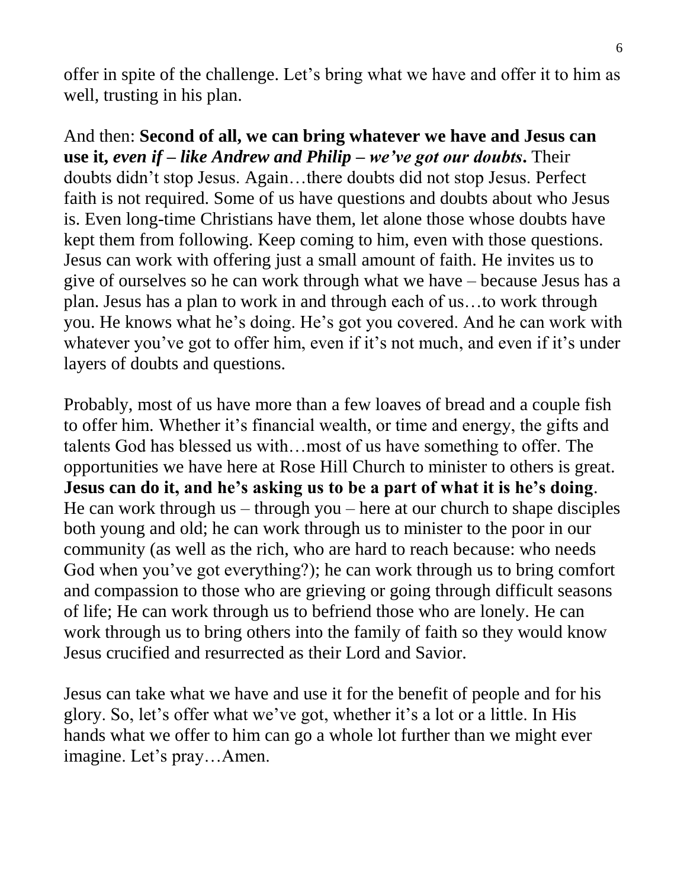offer in spite of the challenge. Let's bring what we have and offer it to him as well, trusting in his plan.

And then: **Second of all, we can bring whatever we have and Jesus can use it,** ***even if – like Andrew and Philip – we've got our doubts*****.** Their doubts didn't stop Jesus. Again…there doubts did not stop Jesus. Perfect faith is not required. Some of us have questions and doubts about who Jesus is. Even long-time Christians have them, let alone those whose doubts have kept them from following. Keep coming to him, even with those questions. Jesus can work with offering just a small amount of faith. He invites us to give of ourselves so he can work through what we have – because Jesus has a plan. Jesus has a plan to work in and through each of us…to work through you. He knows what he's doing. He's got you covered. And he can work with whatever you've got to offer him, even if it's not much, and even if it's under layers of doubts and questions.

Probably, most of us have more than a few loaves of bread and a couple fish to offer him. Whether it's financial wealth, or time and energy, the gifts and talents God has blessed us with…most of us have something to offer. The opportunities we have here at Rose Hill Church to minister to others is great. **Jesus can do it, and he's asking us to be a part of what it is he's doing**. He can work through us – through you – here at our church to shape disciples both young and old; he can work through us to minister to the poor in our community (as well as the rich, who are hard to reach because: who needs God when you've got everything?); he can work through us to bring comfort and compassion to those who are grieving or going through difficult seasons of life; He can work through us to befriend those who are lonely. He can work through us to bring others into the family of faith so they would know Jesus crucified and resurrected as their Lord and Savior.

Jesus can take what we have and use it for the benefit of people and for his glory. So, let's offer what we've got, whether it's a lot or a little. In His hands what we offer to him can go a whole lot further than we might ever imagine. Let's pray…Amen.